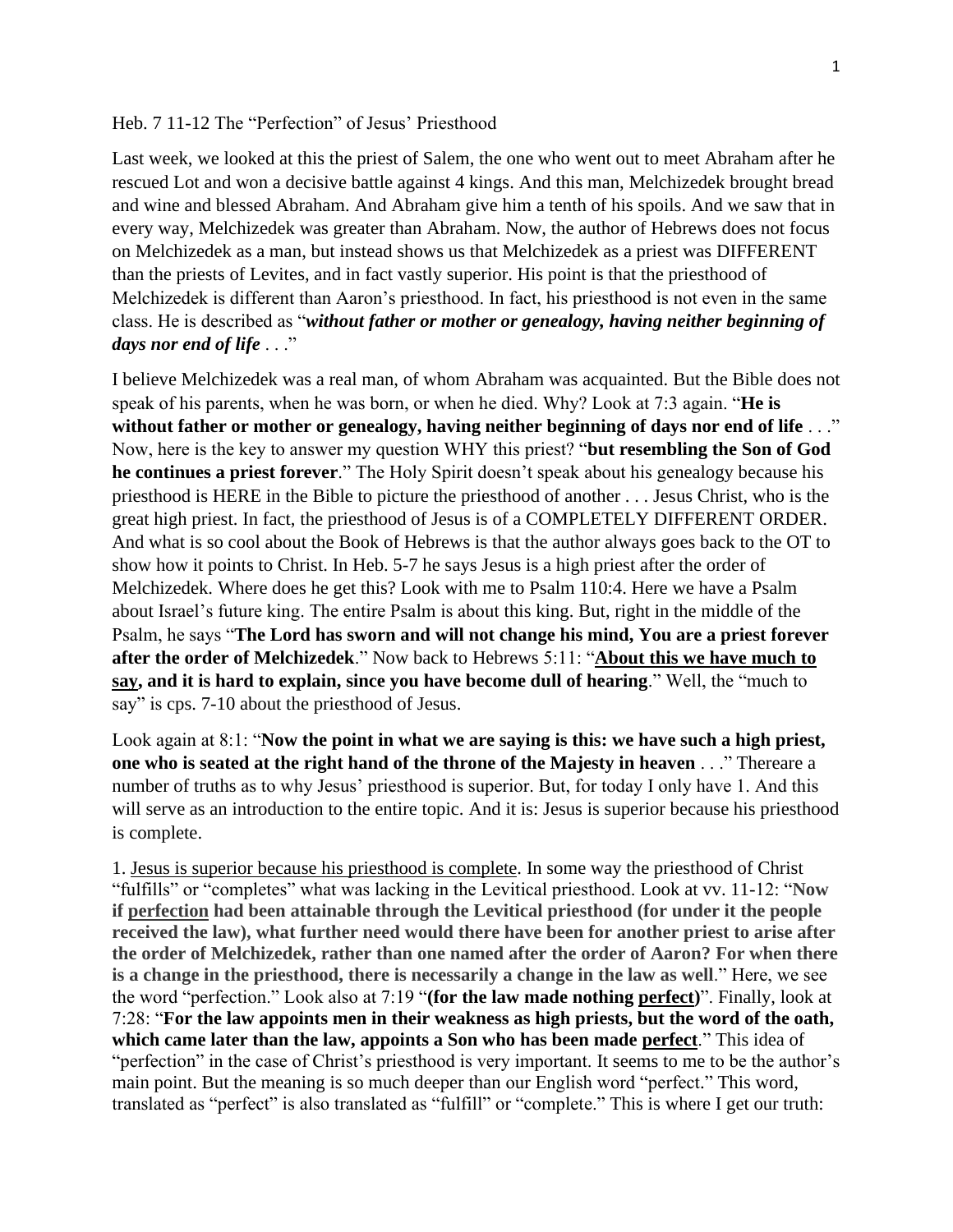Heb. 7 11-12 The "Perfection" of Jesus' Priesthood

Last week, we looked at this the priest of Salem, the one who went out to meet Abraham after he rescued Lot and won a decisive battle against 4 kings. And this man, Melchizedek brought bread and wine and blessed Abraham. And Abraham give him a tenth of his spoils. And we saw that in every way, Melchizedek was greater than Abraham. Now, the author of Hebrews does not focus on Melchizedek as a man, but instead shows us that Melchizedek as a priest was DIFFERENT than the priests of Levites, and in fact vastly superior. His point is that the priesthood of Melchizedek is different than Aaron's priesthood. In fact, his priesthood is not even in the same class. He is described as "***without father or mother or genealogy, having neither beginning of days nor end of life*** . . ."

I believe Melchizedek was a real man, of whom Abraham was acquainted. But the Bible does not speak of his parents, when he was born, or when he died. Why? Look at 7:3 again. "**He is without father or mother or genealogy, having neither beginning of days nor end of life** . . ." Now, here is the key to answer my question WHY this priest? "**but resembling the Son of God he continues a priest forever**." The Holy Spirit doesn't speak about his genealogy because his priesthood is HERE in the Bible to picture the priesthood of another . . . Jesus Christ, who is the great high priest. In fact, the priesthood of Jesus is of a COMPLETELY DIFFERENT ORDER. And what is so cool about the Book of Hebrews is that the author always goes back to the OT to show how it points to Christ. In Heb. 5-7 he says Jesus is a high priest after the order of Melchizedek. Where does he get this? Look with me to Psalm 110:4. Here we have a Psalm about Israel's future king. The entire Psalm is about this king. But, right in the middle of the Psalm, he says "**The Lord has sworn and will not change his mind, You are a priest forever after the order of Melchizedek**." Now back to Hebrews 5:11: "<u>**About this we have much to say**</u>**, and it is hard to explain, since you have become dull of hearing**." Well, the "much to say" is cps. 7-10 about the priesthood of Jesus.

Look again at 8:1: "**Now the point in what we are saying is this: we have such a high priest, one who is seated at the right hand of the throne of the Majesty in heaven** . . ." Thereare a number of truths as to why Jesus' priesthood is superior. But, for today I only have 1. And this will serve as an introduction to the entire topic. And it is: Jesus is superior because his priesthood is complete.

1. <u>Jesus is superior because his priesthood is complete</u>. In some way the priesthood of Christ "fulfills" or "completes" what was lacking in the Levitical priesthood. Look at vv. 11-12: "**Now if <u>perfection</u> had been attainable through the Levitical priesthood (for under it the people received the law), what further need would there have been for another priest to arise after the order of Melchizedek, rather than one named after the order of Aaron? For when there is a change in the priesthood, there is necessarily a change in the law as well**." Here, we see the word "perfection." Look also at 7:19 "**(for the law made nothing <u>perfect</u>)**". Finally, look at 7:28: "**For the law appoints men in their weakness as high priests, but the word of the oath, which came later than the law, appoints a Son who has been made <u>perfect</u>**." This idea of "perfection" in the case of Christ's priesthood is very important. It seems to me to be the author's main point. But the meaning is so much deeper than our English word "perfect." This word, translated as "perfect" is also translated as "fulfill" or "complete." This is where I get our truth: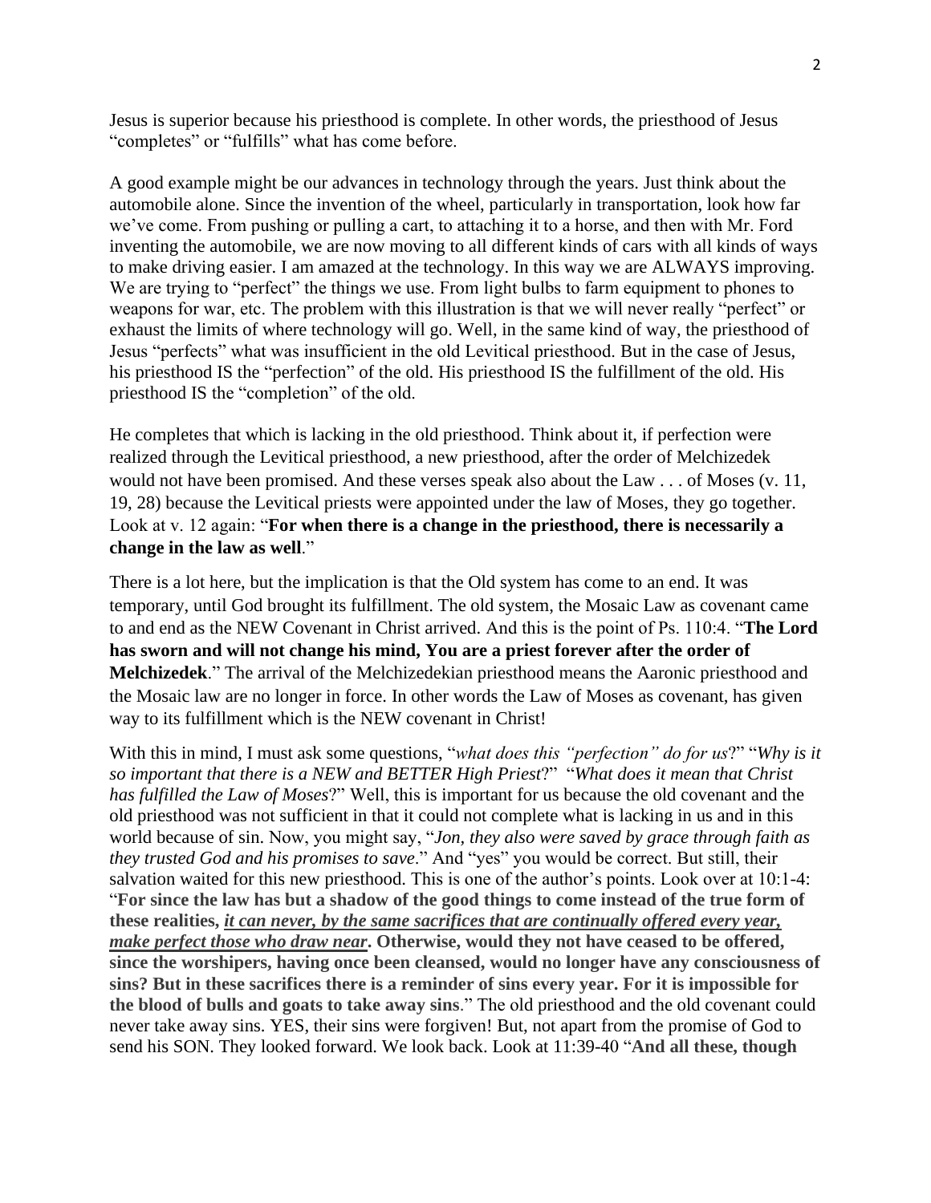Jesus is superior because his priesthood is complete. In other words, the priesthood of Jesus "completes" or "fulfills" what has come before.

A good example might be our advances in technology through the years. Just think about the automobile alone. Since the invention of the wheel, particularly in transportation, look how far we've come. From pushing or pulling a cart, to attaching it to a horse, and then with Mr. Ford inventing the automobile, we are now moving to all different kinds of cars with all kinds of ways to make driving easier. I am amazed at the technology. In this way we are ALWAYS improving. We are trying to "perfect" the things we use. From light bulbs to farm equipment to phones to weapons for war, etc. The problem with this illustration is that we will never really "perfect" or exhaust the limits of where technology will go. Well, in the same kind of way, the priesthood of Jesus "perfects" what was insufficient in the old Levitical priesthood. But in the case of Jesus, his priesthood IS the "perfection" of the old. His priesthood IS the fulfillment of the old. His priesthood IS the "completion" of the old.

He completes that which is lacking in the old priesthood. Think about it, if perfection were realized through the Levitical priesthood, a new priesthood, after the order of Melchizedek would not have been promised. And these verses speak also about the Law . . . of Moses (v. 11, 19, 28) because the Levitical priests were appointed under the law of Moses, they go together. Look at v. 12 again: "**For when there is a change in the priesthood, there is necessarily a change in the law as well**."

There is a lot here, but the implication is that the Old system has come to an end. It was temporary, until God brought its fulfillment. The old system, the Mosaic Law as covenant came to and end as the NEW Covenant in Christ arrived. And this is the point of Ps. 110:4. "**The Lord has sworn and will not change his mind, You are a priest forever after the order of Melchizedek**." The arrival of the Melchizedekian priesthood means the Aaronic priesthood and the Mosaic law are no longer in force. In other words the Law of Moses as covenant, has given way to its fulfillment which is the NEW covenant in Christ!

With this in mind, I must ask some questions, "*what does this "perfection" do for us*?" "*Why is it so important that there is a NEW and BETTER High Priest*?" "*What does it mean that Christ has fulfilled the Law of Moses*?" Well, this is important for us because the old covenant and the old priesthood was not sufficient in that it could not complete what is lacking in us and in this world because of sin. Now, you might say, "*Jon, they also were saved by grace through faith as they trusted God and his promises to save*." And "yes" you would be correct. But still, their salvation waited for this new priesthood. This is one of the author's points. Look over at 10:1-4: "**For since the law has but a shadow of the good things to come instead of the true form of these realities, *<u>it can never, by the same sacrifices that are continually offered every year, make perfect those who draw near</u>*. Otherwise, would they not have ceased to be offered, since the worshipers, having once been cleansed, would no longer have any consciousness of sins? But in these sacrifices there is a reminder of sins every year. For it is impossible for the blood of bulls and goats to take away sins**." The old priesthood and the old covenant could never take away sins. YES, their sins were forgiven! But, not apart from the promise of God to send his SON. They looked forward. We look back. Look at 11:39-40 "**And all these, though**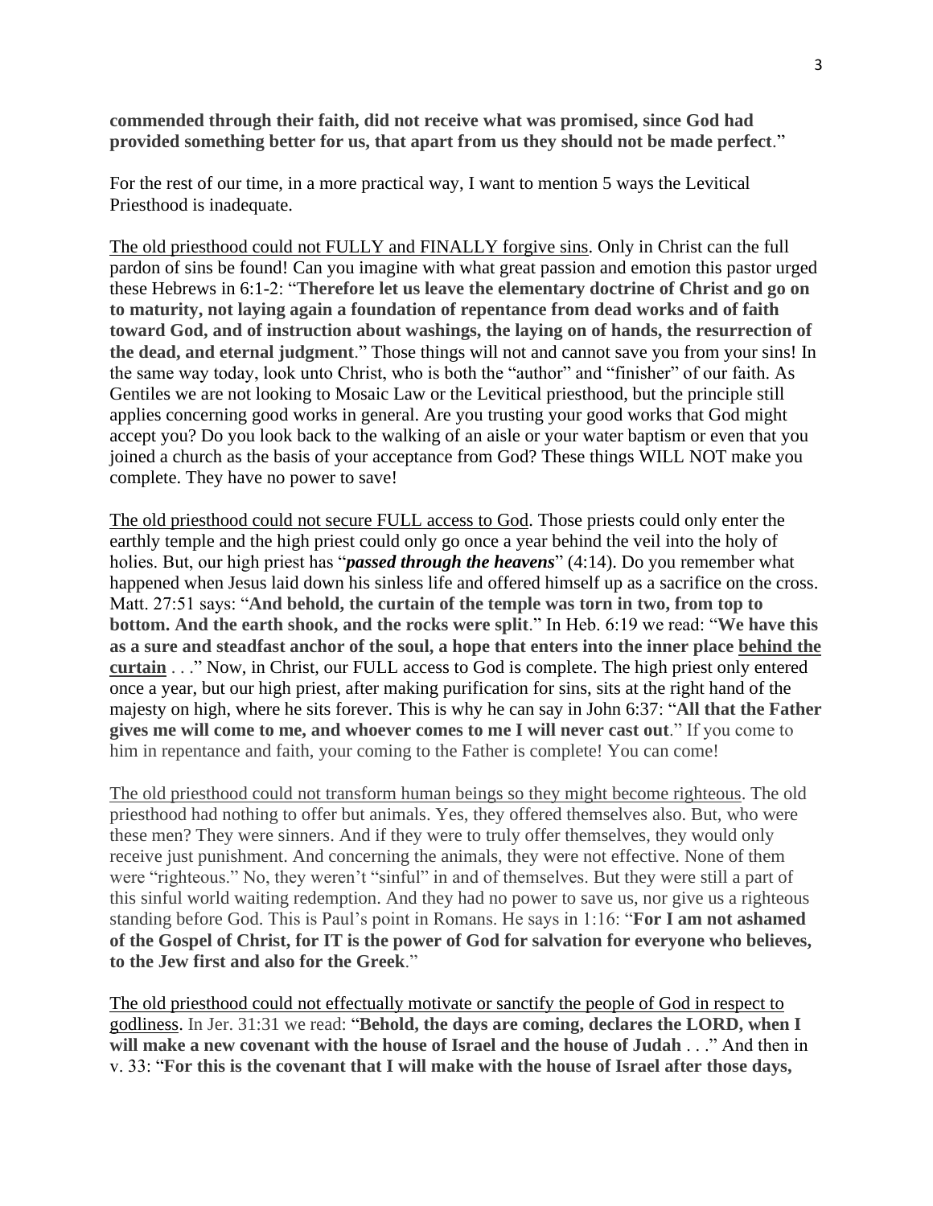**commended through their faith, did not receive what was promised, since God had provided something better for us, that apart from us they should not be made perfect**."

For the rest of our time, in a more practical way, I want to mention 5 ways the Levitical Priesthood is inadequate.

<u>The old priesthood could not FULLY and FINALLY forgive sins</u>. Only in Christ can the full pardon of sins be found! Can you imagine with what great passion and emotion this pastor urged these Hebrews in 6:1-2: "**Therefore let us leave the elementary doctrine of Christ and go on to maturity, not laying again a foundation of repentance from dead works and of faith toward God, and of instruction about washings, the laying on of hands, the resurrection of the dead, and eternal judgment**." Those things will not and cannot save you from your sins! In the same way today, look unto Christ, who is both the "author" and "finisher" of our faith. As Gentiles we are not looking to Mosaic Law or the Levitical priesthood, but the principle still applies concerning good works in general. Are you trusting your good works that God might accept you? Do you look back to the walking of an aisle or your water baptism or even that you joined a church as the basis of your acceptance from God? These things WILL NOT make you complete. They have no power to save!

<u>The old priesthood could not secure FULL access to God</u>. Those priests could only enter the earthly temple and the high priest could only go once a year behind the veil into the holy of holies. But, our high priest has "***passed through the heavens***" (4:14). Do you remember what happened when Jesus laid down his sinless life and offered himself up as a sacrifice on the cross. Matt. 27:51 says: "**And behold, the curtain of the temple was torn in two, from top to bottom. And the earth shook, and the rocks were split**." In Heb. 6:19 we read: "**We have this as a sure and steadfast anchor of the soul, a hope that enters into the inner place <u>behind the curtain</u>** . . ." Now, in Christ, our FULL access to God is complete. The high priest only entered once a year, but our high priest, after making purification for sins, sits at the right hand of the majesty on high, where he sits forever. This is why he can say in John 6:37: "**All that the Father gives me will come to me, and whoever comes to me I will never cast out**." If you come to him in repentance and faith, your coming to the Father is complete! You can come!

<u>The old priesthood could not transform human beings so they might become righteous</u>. The old priesthood had nothing to offer but animals. Yes, they offered themselves also. But, who were these men? They were sinners. And if they were to truly offer themselves, they would only receive just punishment. And concerning the animals, they were not effective. None of them were "righteous." No, they weren't "sinful" in and of themselves. But they were still a part of this sinful world waiting redemption. And they had no power to save us, nor give us a righteous standing before God. This is Paul's point in Romans. He says in 1:16: "**For I am not ashamed of the Gospel of Christ, for IT is the power of God for salvation for everyone who believes, to the Jew first and also for the Greek**."

<u>The old priesthood could not effectually motivate or sanctify the people of God in respect to godliness</u>. In Jer. 31:31 we read: "**Behold, the days are coming, declares the LORD, when I will make a new covenant with the house of Israel and the house of Judah** . . ." And then in v. 33: "**For this is the covenant that I will make with the house of Israel after those days,**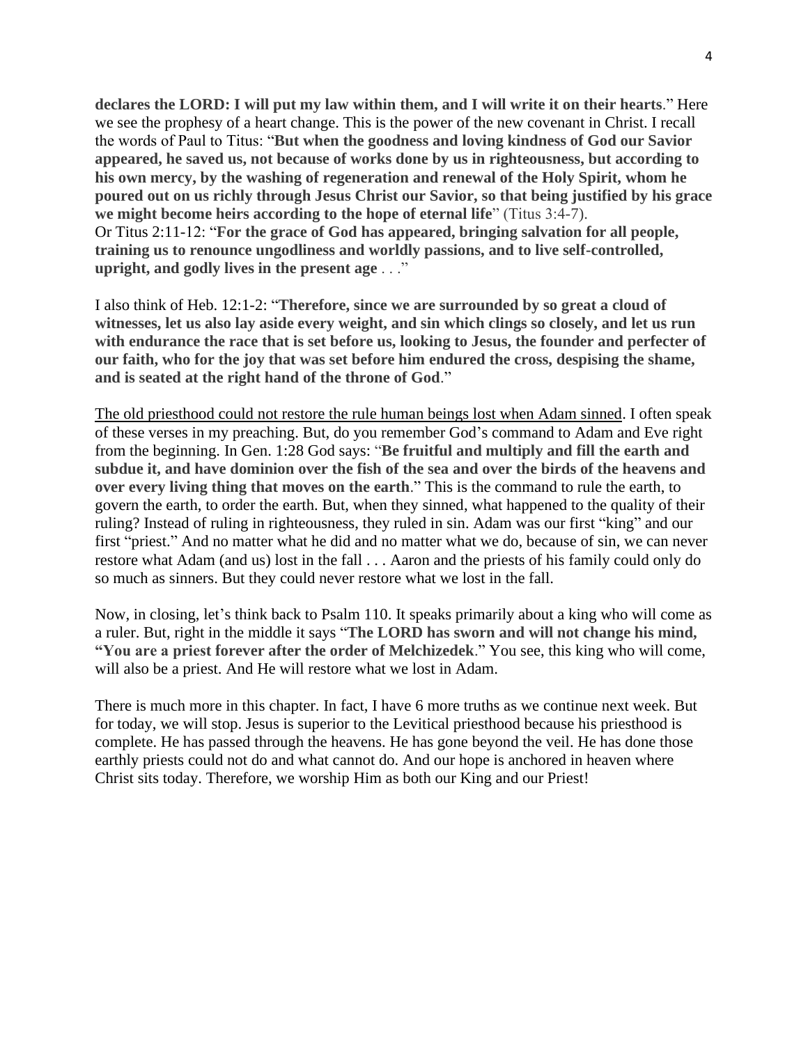**declares the LORD: I will put my law within them, and I will write it on their hearts**." Here we see the prophesy of a heart change. This is the power of the new covenant in Christ. I recall the words of Paul to Titus: "**But when the goodness and loving kindness of God our Savior appeared, he saved us, not because of works done by us in righteousness, but according to his own mercy, by the washing of regeneration and renewal of the Holy Spirit, whom he poured out on us richly through Jesus Christ our Savior, so that being justified by his grace we might become heirs according to the hope of eternal life**" (Titus 3:4-7).
Or Titus 2:11-12: "**For the grace of God has appeared, bringing salvation for all people, training us to renounce ungodliness and worldly passions, and to live self-controlled, upright, and godly lives in the present age** . . ."

I also think of Heb. 12:1-2: "**Therefore, since we are surrounded by so great a cloud of witnesses, let us also lay aside every weight, and sin which clings so closely, and let us run with endurance the race that is set before us, looking to Jesus, the founder and perfecter of our faith, who for the joy that was set before him endured the cross, despising the shame, and is seated at the right hand of the throne of God**."

<u>The old priesthood could not restore the rule human beings lost when Adam sinned</u>. I often speak of these verses in my preaching. But, do you remember God's command to Adam and Eve right from the beginning. In Gen. 1:28 God says: "**Be fruitful and multiply and fill the earth and subdue it, and have dominion over the fish of the sea and over the birds of the heavens and over every living thing that moves on the earth**." This is the command to rule the earth, to govern the earth, to order the earth. But, when they sinned, what happened to the quality of their ruling? Instead of ruling in righteousness, they ruled in sin. Adam was our first "king" and our first "priest." And no matter what he did and no matter what we do, because of sin, we can never restore what Adam (and us) lost in the fall . . . Aaron and the priests of his family could only do so much as sinners. But they could never restore what we lost in the fall.

Now, in closing, let's think back to Psalm 110. It speaks primarily about a king who will come as a ruler. But, right in the middle it says "**The LORD has sworn and will not change his mind, "You are a priest forever after the order of Melchizedek**." You see, this king who will come, will also be a priest. And He will restore what we lost in Adam.

There is much more in this chapter. In fact, I have 6 more truths as we continue next week. But for today, we will stop. Jesus is superior to the Levitical priesthood because his priesthood is complete. He has passed through the heavens. He has gone beyond the veil. He has done those earthly priests could not do and what cannot do. And our hope is anchored in heaven where Christ sits today. Therefore, we worship Him as both our King and our Priest!